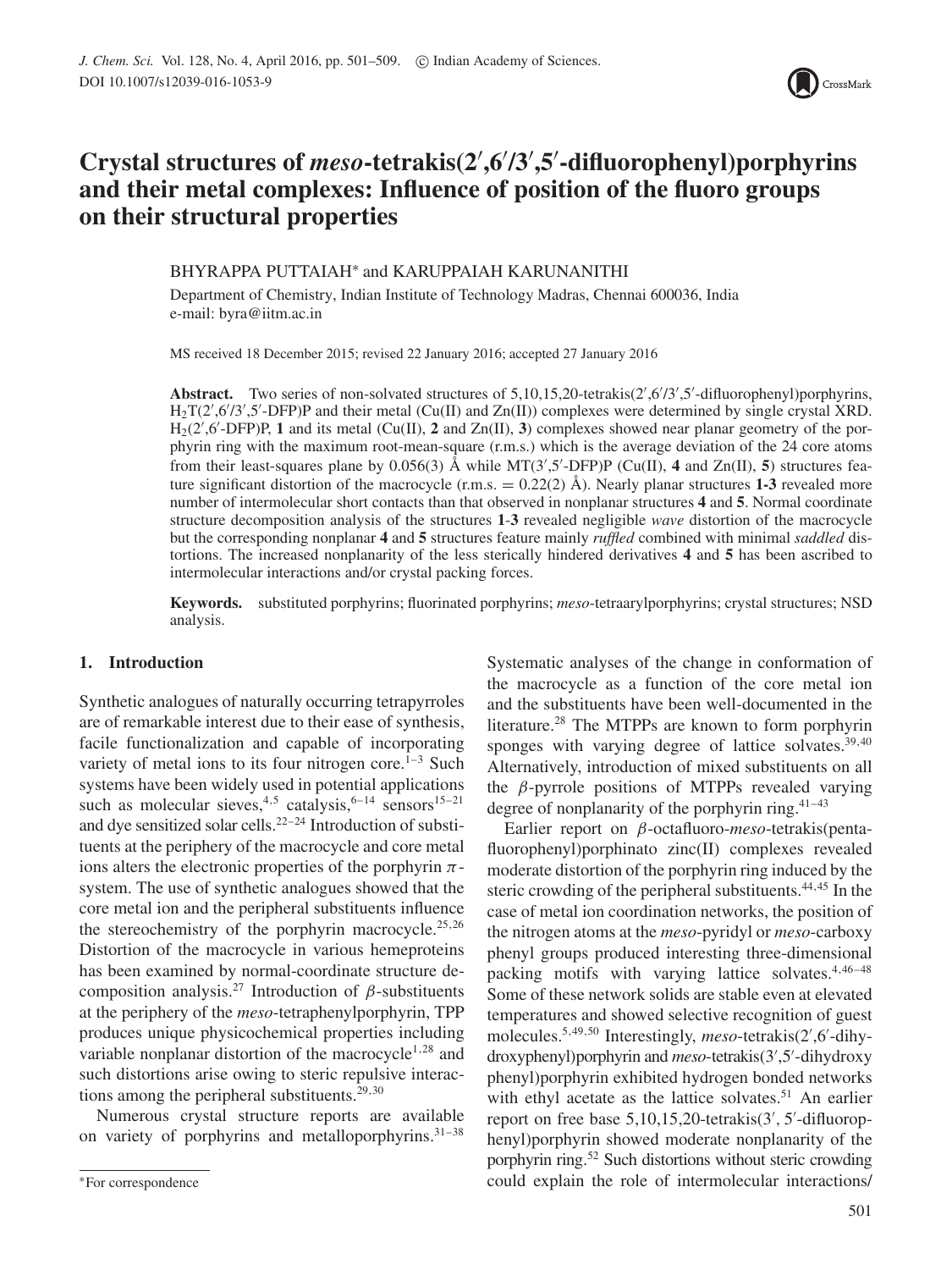# Crystal structures of *meso*-tetrakis(2′,6′/3′,5′-difluorophenyl)porphyrins and their metal complexes: Influence of position of the fluoro groups on their structural properties

BHYRAPPA PUTTAIAH* and KARUPPAIAH KARUNANITHI

Department of Chemistry, Indian Institute of Technology Madras, Chennai 600036, India
e-mail: byra@iitm.ac.in

MS received 18 December 2015; revised 22 January 2016; accepted 27 January 2016

**Abstract.** Two series of non-solvated structures of 5,10,15,20-tetrakis(2′,6′/3′,5′-difluorophenyl)porphyrins, $H_2T(2',6'/3',5'\text{-DFP})P$ and their metal (Cu(II) and Zn(II)) complexes were determined by single crystal XRD. $H_2(2',6'\text{-DFP})P$, **1** and its metal (Cu(II), **2** and Zn(II), **3**) complexes showed near planar geometry of the porphyrin ring with the maximum root-mean-square (r.m.s.) which is the average deviation of the 24 core atoms from their least-squares plane by 0.056(3) Å while $MT(3',5'\text{-DFP})P$ (Cu(II), **4** and Zn(II), **5**) structures feature significant distortion of the macrocycle (r.m.s. = 0.22(2) Å). Nearly planar structures **1-3** revealed more number of intermolecular short contacts than that observed in nonplanar structures **4** and **5**. Normal coordinate structure decomposition analysis of the structures **1-3** revealed negligible *wave* distortion of the macrocycle but the corresponding nonplanar **4** and **5** structures feature mainly *ruffled* combined with minimal *saddled* distortions. The increased nonplanarity of the less sterically hindered derivatives **4** and **5** has been ascribed to intermolecular interactions and/or crystal packing forces.

**Keywords.** substituted porphyrins; fluorinated porphyrins; *meso*-tetraarylporphyrins; crystal structures; NSD analysis.

## 1. Introduction

Synthetic analogues of naturally occurring tetrapyrroles are of remarkable interest due to their ease of synthesis, facile functionalization and capable of incorporating variety of metal ions to its four nitrogen core.[1–3] Such systems have been widely used in potential applications such as molecular sieves,[4,5] catalysis,[6–14] sensors[15–21] and dye sensitized solar cells.[22–24] Introduction of substituents at the periphery of the macrocycle and core metal ions alters the electronic properties of the porphyrin $\pi$-system. The use of synthetic analogues showed that the core metal ion and the peripheral substituents influence the stereochemistry of the porphyrin macrocycle.[25,26] Distortion of the macrocycle in various hemeproteins has been examined by normal-coordinate structure decomposition analysis.[27] Introduction of $\beta$-substituents at the periphery of the *meso*-tetraphenylporphyrin, TPP produces unique physicochemical properties including variable nonplanar distortion of the macrocycle[1,28] and such distortions arise owing to steric repulsive interactions among the peripheral substituents.[29,30]

Numerous crystal structure reports are available on variety of porphyrins and metalloporphyrins.[31–38] Systematic analyses of the change in conformation of the macrocycle as a function of the core metal ion and the substituents have been well-documented in the literature.[28] The MTPPs are known to form porphyrin sponges with varying degree of lattice solvates.[39,40] Alternatively, introduction of mixed substituents on all the $\beta$-pyrrole positions of MTPPs revealed varying degree of nonplanarity of the porphyrin ring.[41–43]

Earlier report on $\beta$-octafluoro-*meso*-tetrakis(pentafluorophenyl)porphinato zinc(II) complexes revealed moderate distortion of the porphyrin ring induced by the steric crowding of the peripheral substituents.[44,45] In the case of metal ion coordination networks, the position of the nitrogen atoms at the *meso*-pyridyl or *meso*-carboxy phenyl groups produced interesting three-dimensional packing motifs with varying lattice solvates.[4,46–48] Some of these network solids are stable even at elevated temperatures and showed selective recognition of guest molecules.[5,49,50] Interestingly, *meso*-tetrakis(2′,6′-dihydroxyphenyl)porphyrin and *meso*-tetrakis(3′,5′-dihydroxy phenyl)porphyrin exhibited hydrogen bonded networks with ethyl acetate as the lattice solvates.[51] An earlier report on free base 5,10,15,20-tetrakis(3′, 5′-difluorophenyl)porphyrin showed moderate nonplanarity of the porphyrin ring.[52] Such distortions without steric crowding could explain the role of intermolecular interactions/

*For correspondence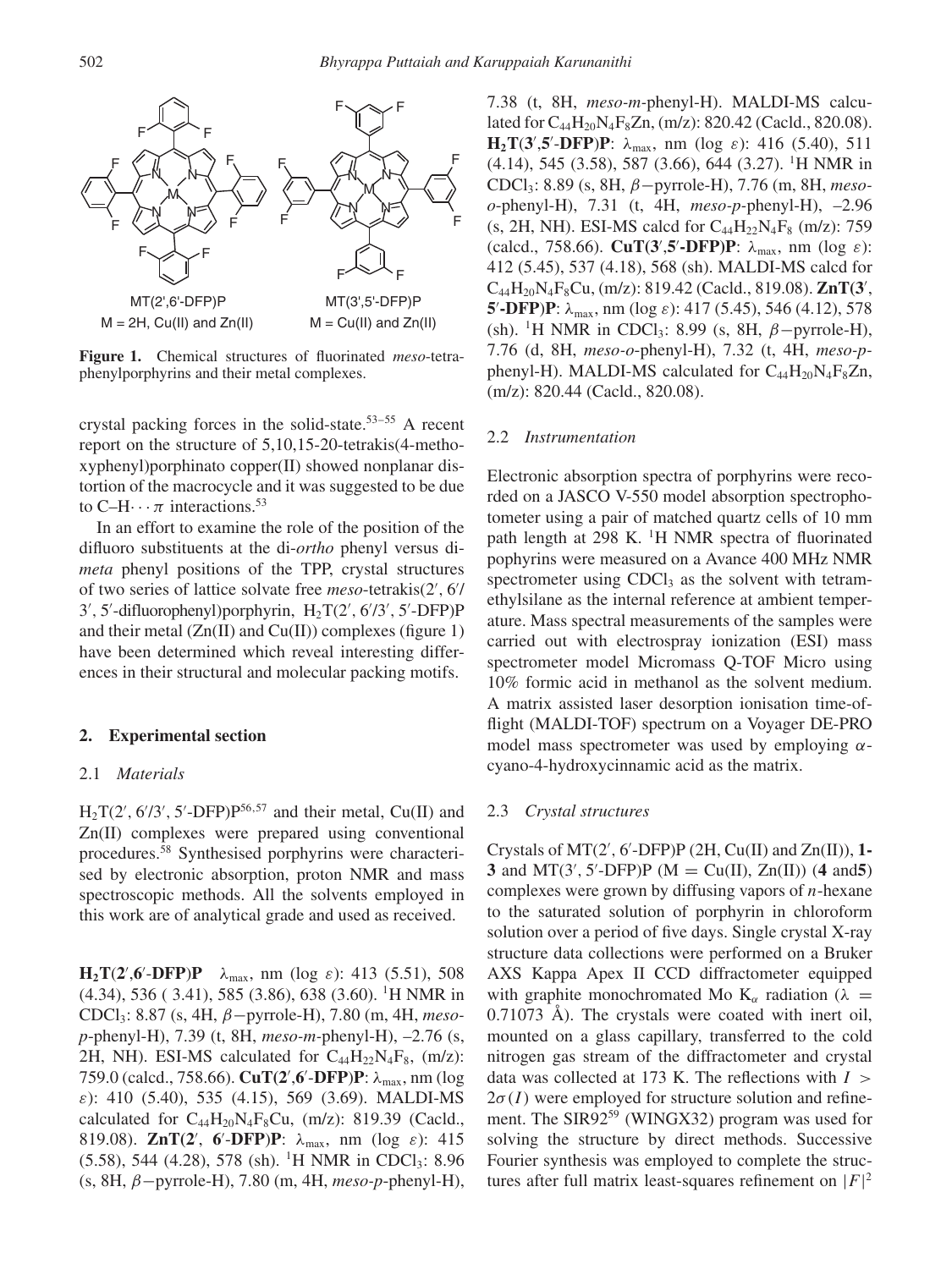**Figure 1.** Chemical structures of fluorinated *meso*-tetraphenylporphyrins and their metal complexes.

crystal packing forces in the solid-state.[53–55] A recent report on the structure of 5,10,15-20-tetrakis(4-methoxyphenyl)porphinato copper(II) showed nonplanar distortion of the macrocycle and it was suggested to be due to C–H$\cdots\pi$ interactions.[53]

In an effort to examine the role of the position of the difluoro substituents at the di-*ortho* phenyl versus di-*meta* phenyl positions of the TPP, crystal structures of two series of lattice solvate free *meso*-tetrakis(2′, 6′/3′, 5′-difluorophenyl)porphyrin, $H_2T$(2′, 6′/3′, 5′-DFP)P and their metal (Zn(II) and Cu(II)) complexes (figure 1) have been determined which reveal interesting differences in their structural and molecular packing motifs.

## 2. Experimental section

### 2.1 *Materials*

$H_2T$(2′, 6′/3′, 5′-DFP)P[56,57] and their metal, Cu(II) and Zn(II) complexes were prepared using conventional procedures.[58] Synthesised porphyrins were characterised by electronic absorption, proton NMR and mass spectroscopic methods. All the solvents employed in this work are of analytical grade and used as received.

**$H_2T$(2′,6′-DFP)P** $\lambda_{max}$, nm (log $\varepsilon$): 413 (5.51), 508 (4.34), 536 ( 3.41), 585 (3.86), 638 (3.60). [1]H NMR in $CDCl_3$: 8.87 (s, 4H, $\beta$−pyrrole-H), 7.80 (m, 4H, *meso-p*-phenyl-H), 7.39 (t, 8H, *meso-m*-phenyl-H), –2.76 (s, 2H, NH). ESI-MS calculated for $C_{44}H_{22}N_4F_8$, (m/z): 759.0 (calcd., 758.66). **CuT(2′,6′-DFP)P**: $\lambda_{max}$, nm (log $\varepsilon$): 410 (5.40), 535 (4.15), 569 (3.69). MALDI-MS calculated for $C_{44}H_{20}N_4F_8Cu$, (m/z): 819.39 (Cacld., 819.08). **ZnT(2′, 6′-DFP)P**: $\lambda_{max}$, nm (log $\varepsilon$): 415 (5.58), 544 (4.28), 578 (sh). [1]H NMR in $CDCl_3$: 8.96 (s, 8H, $\beta$−pyrrole-H), 7.80 (m, 4H, *meso-p*-phenyl-H), 7.38 (t, 8H, *meso-m*-phenyl-H). MALDI-MS calculated for $C_{44}H_{20}N_4F_8Zn$, (m/z): 820.42 (Cacld., 820.08). **$H_2T$(3′,5′-DFP)P**: $\lambda_{max}$, nm (log $\varepsilon$): 416 (5.40), 511 (4.14), 545 (3.58), 587 (3.66), 644 (3.27). [1]H NMR in $CDCl_3$: 8.89 (s, 8H, $\beta$−pyrrole-H), 7.76 (m, 8H, *meso-o*-phenyl-H), 7.31 (t, 4H, *meso-p*-phenyl-H), –2.96 (s, 2H, NH). ESI-MS calcd for $C_{44}H_{22}N_4F_8$ (m/z): 759 (calcd., 758.66). **CuT(3′,5′-DFP)P**: $\lambda_{max}$, nm (log $\varepsilon$): 412 (5.45), 537 (4.18), 568 (sh). MALDI-MS calcd for $C_{44}H_{20}N_4F_8Cu$, (m/z): 819.42 (Cacld., 819.08). **ZnT(3′, 5′-DFP)P**: $\lambda_{max}$, nm (log $\varepsilon$): 417 (5.45), 546 (4.12), 578 (sh). [1]H NMR in $CDCl_3$: 8.99 (s, 8H, $\beta$−pyrrole-H), 7.76 (d, 8H, *meso-o*-phenyl-H), 7.32 (t, 4H, *meso-p*-phenyl-H). MALDI-MS calculated for $C_{44}H_{20}N_4F_8Zn$, (m/z): 820.44 (Cacld., 820.08).

### 2.2 *Instrumentation*

Electronic absorption spectra of porphyrins were recorded on a JASCO V-550 model absorption spectrophotometer using a pair of matched quartz cells of 10 mm path length at 298 K. [1]H NMR spectra of fluorinated pophyrins were measured on a Avance 400 MHz NMR spectrometer using $CDCl_3$ as the solvent with tetramethylsilane as the internal reference at ambient temperature. Mass spectral measurements of the samples were carried out with electrospray ionization (ESI) mass spectrometer model Micromass Q-TOF Micro using 10% formic acid in methanol as the solvent medium. A matrix assisted laser desorption ionisation time-of-flight (MALDI-TOF) spectrum on a Voyager DE-PRO model mass spectrometer was used by employing $\alpha$-cyano-4-hydroxycinnamic acid as the matrix.

### 2.3 *Crystal structures*

Crystals of MT(2′, 6′-DFP)P (2H, Cu(II) and Zn(II)), **1-3** and MT(3′, 5′-DFP)P (M = Cu(II), Zn(II)) (**4** and**5**) complexes were grown by diffusing vapors of *n*-hexane to the saturated solution of porphyrin in chloroform solution over a period of five days. Single crystal X-ray structure data collections were performed on a Bruker AXS Kappa Apex II CCD diffractometer equipped with graphite monochromated Mo $K_\alpha$ radiation ($\lambda$ = 0.71073 Å). The crystals were coated with inert oil, mounted on a glass capillary, transferred to the cold nitrogen gas stream of the diffractometer and crystal data was collected at 173 K. The reflections with $I > 2\sigma(I)$ were employed for structure solution and refinement. The SIR92[59] (WINGX32) program was used for solving the structure by direct methods. Successive Fourier synthesis was employed to complete the structures after full matrix least-squares refinement on $|F|^2$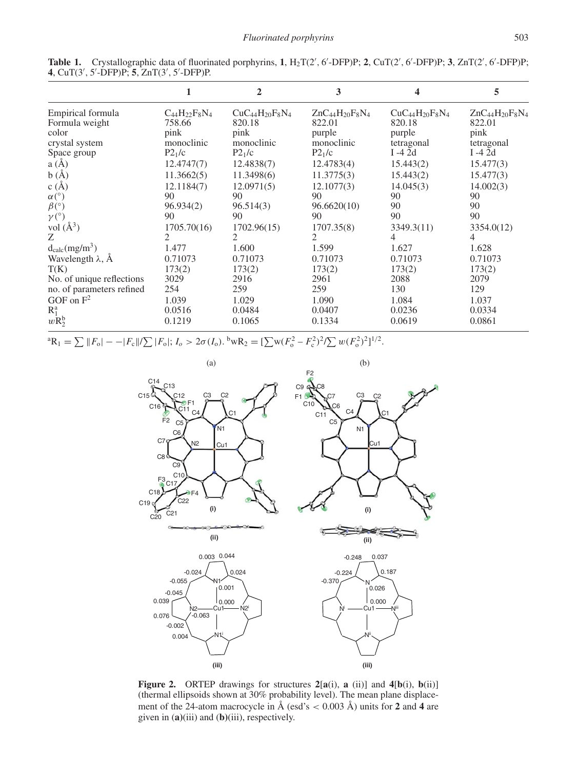**Table 1.** Crystallographic data of fluorinated porphyrins, **1**, $H_2T(2', 6'\text{-DFP})P$; **2**, $CuT(2', 6'\text{-DFP})P$; **3**, $ZnT(2', 6'\text{-DFP})P$; **4**, $CuT(3', 5'\text{-DFP})P$; **5**, $ZnT(3', 5'\text{-DFP})P$.

| | **1** | **2** | **3** | **4** | **5** |
|---|---|---|---|---|---|
| Empirical formula | $C_{44}H_{22}F_8N_4$ | $CuC_{44}H_{20}F_8N_4$ | $ZnC_{44}H_{20}F_8N_4$ | $CuC_{44}H_{20}F_8N_4$ | $ZnC_{44}H_{20}F_8N_4$ |
| Formula weight | 758.66 | 820.18 | 822.01 | 820.18 | 822.01 |
| color | pink | pink | purple | purple | pink |
| crystal system | monoclinic | monoclinic | monoclinic | tetragonal | tetragonal |
| Space group | $P2_1/c$ | $P2_1/c$ | $P2_1/c$ | I -4 2d | I -4 2d |
| a (Å) | 12.4747(7) | 12.4838(7) | 12.4783(4) | 15.443(2) | 15.477(3) |
| b (Å) | 11.3662(5) | 11.3498(6) | 11.3775(3) | 15.443(2) | 15.477(3) |
| c (Å) | 12.1184(7) | 12.0971(5) | 12.1077(3) | 14.045(3) | 14.002(3) |
| $\alpha(°)$ | 90 | 90 | 90 | 90 | 90 |
| $\beta(°)$ | 96.934(2) | 96.514(3) | 96.6620(10) | 90 | 90 |
| $\gamma(°)$ | 90 | 90 | 90 | 90 | 90 |
| vol ($Å^3$) | 1705.70(16) | 1702.96(15) | 1707.35(8) | 3349.3(11) | 3354.0(12) |
| Z | 2 | 2 | 2 | 4 | 4 |
| $d_{calc}(mg/m^3)$ | 1.477 | 1.600 | 1.599 | 1.627 | 1.628 |
| Wavelength $\lambda$, Å | 0.71073 | 0.71073 | 0.71073 | 0.71073 | 0.71073 |
| T(K) | 173(2) | 173(2) | 173(2) | 173(2) | 173(2) |
| No. of unique reflections | 3029 | 2916 | 2961 | 2088 | 2079 |
| no. of parameters refined | 254 | 259 | 259 | 130 | 129 |
| GOF on $F^2$ | 1.039 | 1.029 | 1.090 | 1.084 | 1.037 |
| $R_1^a$ | 0.0516 | 0.0484 | 0.0407 | 0.0236 | 0.0334 |
| $wR_2^b$ | 0.1219 | 0.1065 | 0.1334 | 0.0619 | 0.0861 |

$^a R_1 = \sum \| F_o| - -|F_c\| / \sum |F_o|$; $I_o > 2\sigma(I_o)$. $^b wR_2 = [\sum w(F_o^2 - F_c^2)^2 / \sum w(F_o^2)^2]^{1/2}$.

**Figure 2.** ORTEP drawings for structures **2**[**a**(i), **a** (ii)] and **4**[**b**(i), **b**(ii)] (thermal ellipsoids shown at 30% probability level). The mean plane displacement of the 24-atom macrocycle in Å (esd's < 0.003 Å) units for **2** and **4** are given in (**a**)(iii) and (**b**)(iii), respectively.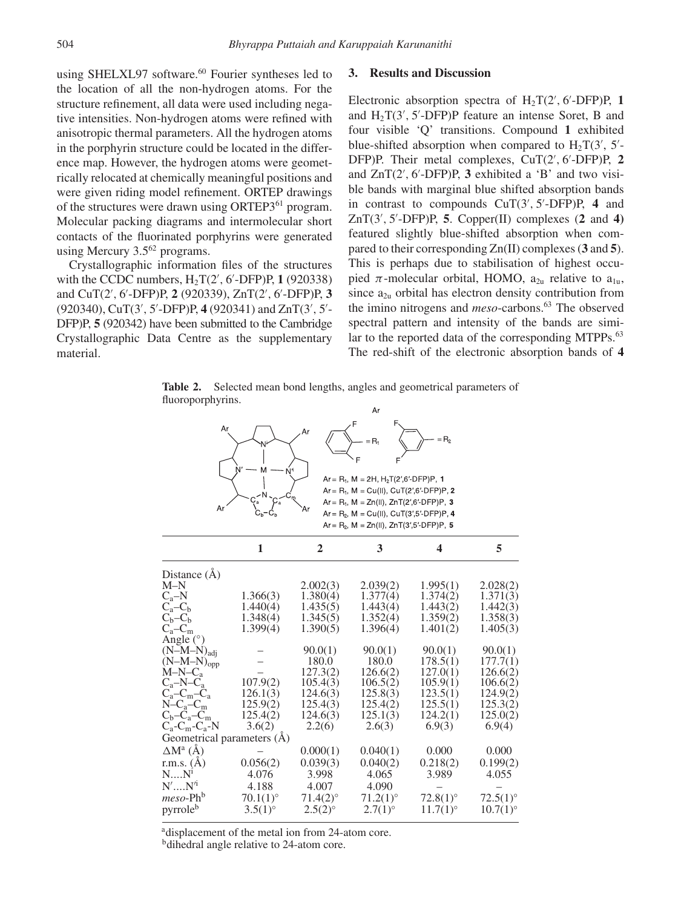using SHELXL97 software.[60] Fourier syntheses led to the location of all the non-hydrogen atoms. For the structure refinement, all data were used including negative intensities. Non-hydrogen atoms were refined with anisotropic thermal parameters. All the hydrogen atoms in the porphyrin structure could be located in the difference map. However, the hydrogen atoms were geometrically relocated at chemically meaningful positions and were given riding model refinement. ORTEP drawings of the structures were drawn using ORTEP3[61] program. Molecular packing diagrams and intermolecular short contacts of the fluorinated porphyrins were generated using Mercury 3.5[62] programs.

Crystallographic information files of the structures with the CCDC numbers, $H_2T(2', 6'\text{-DFP})P$, **1** (920338) and $CuT(2', 6'\text{-DFP})P$, **2** (920339), $ZnT(2', 6'\text{-DFP})P$, **3** (920340), $CuT(3', 5'\text{-DFP})P$, **4** (920341) and $ZnT(3', 5'\text{-DFP})P$, **5** (920342) have been submitted to the Cambridge Crystallographic Data Centre as the supplementary material.

## 3. Results and Discussion

Electronic absorption spectra of $H_2T(2', 6'\text{-DFP})P$, **1** and $H_2T(3', 5'\text{-DFP})P$ feature an intense Soret, B and four visible 'Q' transitions. Compound **1** exhibited blue-shifted absorption when compared to $H_2T(3', 5'\text{-DFP})P$. Their metal complexes, $CuT(2', 6'\text{-DFP})P$, **2** and $ZnT(2', 6'\text{-DFP})P$, **3** exhibited a 'B' and two visible bands with marginal blue shifted absorption bands in contrast to compounds $CuT(3', 5'\text{-DFP})P$, **4** and $ZnT(3', 5'\text{-DFP})P$, **5**. Copper(II) complexes (**2** and **4**) featured slightly blue-shifted absorption when compared to their corresponding Zn(II) complexes (**3** and **5**). This is perhaps due to stabilisation of highest occupied $\pi$-molecular orbital, HOMO, $a_{2u}$ relative to $a_{1u}$, since $a_{2u}$ orbital has electron density contribution from the imino nitrogens and *meso*-carbons.[63] The observed spectral pattern and intensity of the bands are similar to the reported data of the corresponding MTPPs.[63] The red-shift of the electronic absorption bands of **4**

**Table 2.** Selected mean bond lengths, angles and geometrical parameters of fluoroporphyrins.

Ar = $R_1$, M = 2H, $H_2T(2',6'\text{-DFP})P$, **1**
Ar = $R_1$, M = Cu(II), $CuT(2',6'\text{-DFP})P$, **2**
Ar = $R_1$, M = Zn(II), $ZnT(2',6'\text{-DFP})P$, **3**
Ar = $R_2$, M = Cu(II), $CuT(3',5'\text{-DFP})P$, **4**
Ar = $R_2$, M = Zn(II), $ZnT(3',5'\text{-DFP})P$, **5**

| | 1 | 2 | 3 | 4 | 5 |
|---|---|---|---|---|---|
| Distance (Å) | | | | | |
| M–N | | 2.002(3) | 2.039(2) | 1.995(1) | 2.028(2) |
| $C_a$–N | 1.366(3) | 1.380(4) | 1.377(4) | 1.374(2) | 1.371(3) |
| $C_a$–$C_b$ | 1.440(4) | 1.435(5) | 1.443(4) | 1.443(2) | 1.442(3) |
| $C_b$–$C_b$ | 1.348(4) | 1.345(5) | 1.352(4) | 1.359(2) | 1.358(3) |
| $C_a$–$C_m$ | 1.399(4) | 1.390(5) | 1.396(4) | 1.401(2) | 1.405(3) |
| Angle (°) | | | | | |
| $(N–M–N)_{adj}$ | – | 90.0(1) | 90.0(1) | 90.0(1) | 90.0(1) |
| $(N–M–N)_{opp}$ | – | 180.0 | 180.0 | 178.5(1) | 177.7(1) |
| M–N–$C_a$ | – | 127.3(2) | 126.6(2) | 127.0(1) | 126.6(2) |
| $C_a$–N–$C_a$ | 107.9(2) | 105.4(3) | 106.5(2) | 105.9(1) | 106.6(2) |
| $C_a$–$C_m$–$C_a$ | 126.1(3) | 124.6(3) | 125.8(3) | 123.5(1) | 124.9(2) |
| N–$C_a$–$C_m$ | 125.9(2) | 125.4(3) | 125.4(2) | 125.5(1) | 125.3(2) |
| $C_b$–$C_a$–$C_m$ | 125.4(2) | 124.6(3) | 125.1(3) | 124.2(1) | 125.0(2) |
| $C_a$-$C_m$-$C_a$-N | 3.6(2) | 2.2(6) | 2.6(3) | 6.9(3) | 6.9(4) |
| Geometrical parameters (Å) | | | | | |
| $\Delta M^a$ (Å) | – | 0.000(1) | 0.040(1) | 0.000 | 0.000 |
| r.m.s. (Å) | 0.056(2) | 0.039(3) | 0.040(2) | 0.218(2) | 0.199(2) |
| $N....N^i$ | 4.076 | 3.998 | 4.065 | 3.989 | 4.055 |
| $N'....N'^i$ | 4.188 | 4.007 | 4.090 | – | – |
| *meso*-Ph[b] | 70.1(1)° | 71.4(2)° | 71.2(1)° | 72.8(1)° | 72.5(1)° |
| pyrrole[b] | 3.5(1)° | 2.5(2)° | 2.7(1)° | 11.7(1)° | 10.7(1)° |

[a]displacement of the metal ion from 24-atom core.
[b]dihedral angle relative to 24-atom core.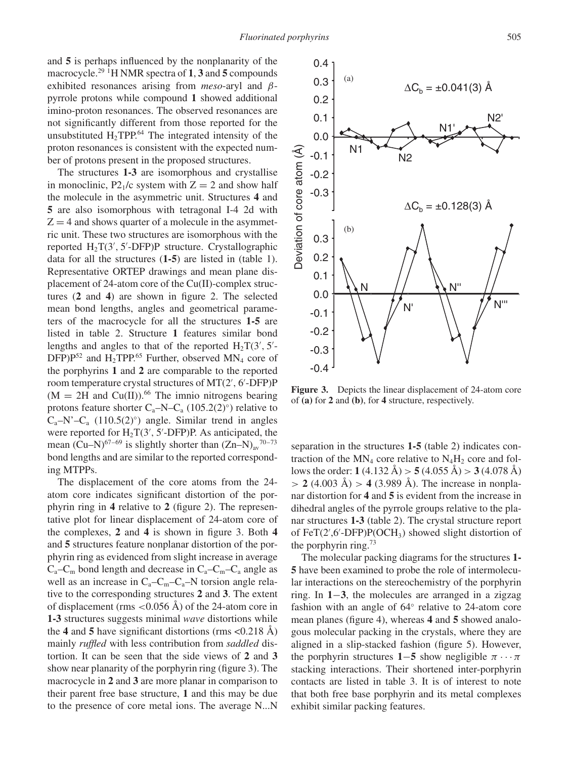and **5** is perhaps influenced by the nonplanarity of the macrocycle.[29] $^1$H NMR spectra of **1**, **3** and **5** compounds exhibited resonances arising from *meso*-aryl and $\beta$-pyrrole protons while compound **1** showed additional imino-proton resonances. The observed resonances are not significantly different from those reported for the unsubstituted $H_2TPP$.[64] The integrated intensity of the proton resonances is consistent with the expected number of protons present in the proposed structures.

The structures **1-3** are isomorphous and crystallise in monoclinic, $P2_1/c$ system with $Z = 2$ and show half the molecule in the asymmetric unit. Structures **4** and **5** are also isomorphous with tetragonal I-4 2d with $Z = 4$ and shows quarter of a molecule in the asymmetric unit. These two structures are isomorphous with the reported $H_2T(3', 5'\text{-DFP})P$ structure. Crystallographic data for all the structures (**1-5**) are listed in (table 1). Representative ORTEP drawings and mean plane displacement of 24-atom core of the Cu(II)-complex structures (**2** and **4**) are shown in figure 2. The selected mean bond lengths, angles and geometrical parameters of the macrocycle for all the structures **1-5** are listed in table 2. Structure **1** features similar bond lengths and angles to that of the reported $H_2T(3', 5'\text{-DFP})P$[52] and $H_2TPP$.[65] Further, observed $MN_4$ core of the porphyrins **1** and **2** are comparable to the reported room temperature crystal structures of $MT(2', 6'\text{-DFP})P$ (M = 2H and Cu(II)).[66] The imnio nitrogens bearing protons feature shorter $C_a$–N–$C_a$ (105.2(2)°) relative to $C_a$–N'–$C_a$ (110.5(2)°) angle. Similar trend in angles were reported for $H_2T(3', 5'\text{-DFP})P$. As anticipated, the mean $(\text{Cu–N})^{67-69}$ is slightly shorter than $(\text{Zn–N})_{av}{}^{70-73}$ bond lengths and are similar to the reported corresponding MTPPs.

The displacement of the core atoms from the 24-atom core indicates significant distortion of the porphyrin ring in **4** relative to **2** (figure 2). The representative plot for linear displacement of 24-atom core of the complexes, **2** and **4** is shown in figure 3. Both **4** and **5** structures feature nonplanar distortion of the porphyrin ring as evidenced from slight increase in average $C_a$–$C_m$ bond length and decrease in $C_a$–$C_m$–$C_a$ angle as well as an increase in $C_a$–$C_m$–$C_a$–N torsion angle relative to the corresponding structures **2** and **3**. The extent of displacement (rms <0.056 Å) of the 24-atom core in **1-3** structures suggests minimal *wave* distortions while the **4** and **5** have significant distortions (rms <0.218 Å) mainly *ruffled* with less contribution from *saddled* distortion. It can be seen that the side views of **2** and **3** show near planarity of the porphyrin ring (figure 3). The macrocycle in **2** and **3** are more planar in comparison to their parent free base structure, **1** and this may be due to the presence of core metal ions. The average N...N separation in the structures **1-5** (table 2) indicates contraction of the $MN_4$ core relative to $N_4H_2$ core and follows the order: **1** (4.132 Å) > **5** (4.055 Å) > **3** (4.078 Å) > **2** (4.003 Å) > **4** (3.989 Å). The increase in nonplanar distortion for **4** and **5** is evident from the increase in dihedral angles of the pyrrole groups relative to the planar structures **1-3** (table 2). The crystal structure report of $FeT(2',6'\text{-DFP})P(OCH_3)$ showed slight distortion of the porphyrin ring.[73]

**Figure 3.** Depicts the linear displacement of 24-atom core of **(a)** for **2** and **(b)**, for **4** structure, respectively.

The molecular packing diagrams for the structures **1-5** have been examined to probe the role of intermolecular interactions on the stereochemistry of the porphyrin ring. In **1**−**3**, the molecules are arranged in a zigzag fashion with an angle of 64° relative to 24-atom core mean planes (figure 4), whereas **4** and **5** showed analogous molecular packing in the crystals, where they are aligned in a slip-stacked fashion (figure 5). However, the porphyrin structures **1**−**5** show negligible $\pi \cdots \pi$ stacking interactions. Their shortened inter-porphyrin contacts are listed in table 3. It is of interest to note that both free base porphyrin and its metal complexes exhibit similar packing features.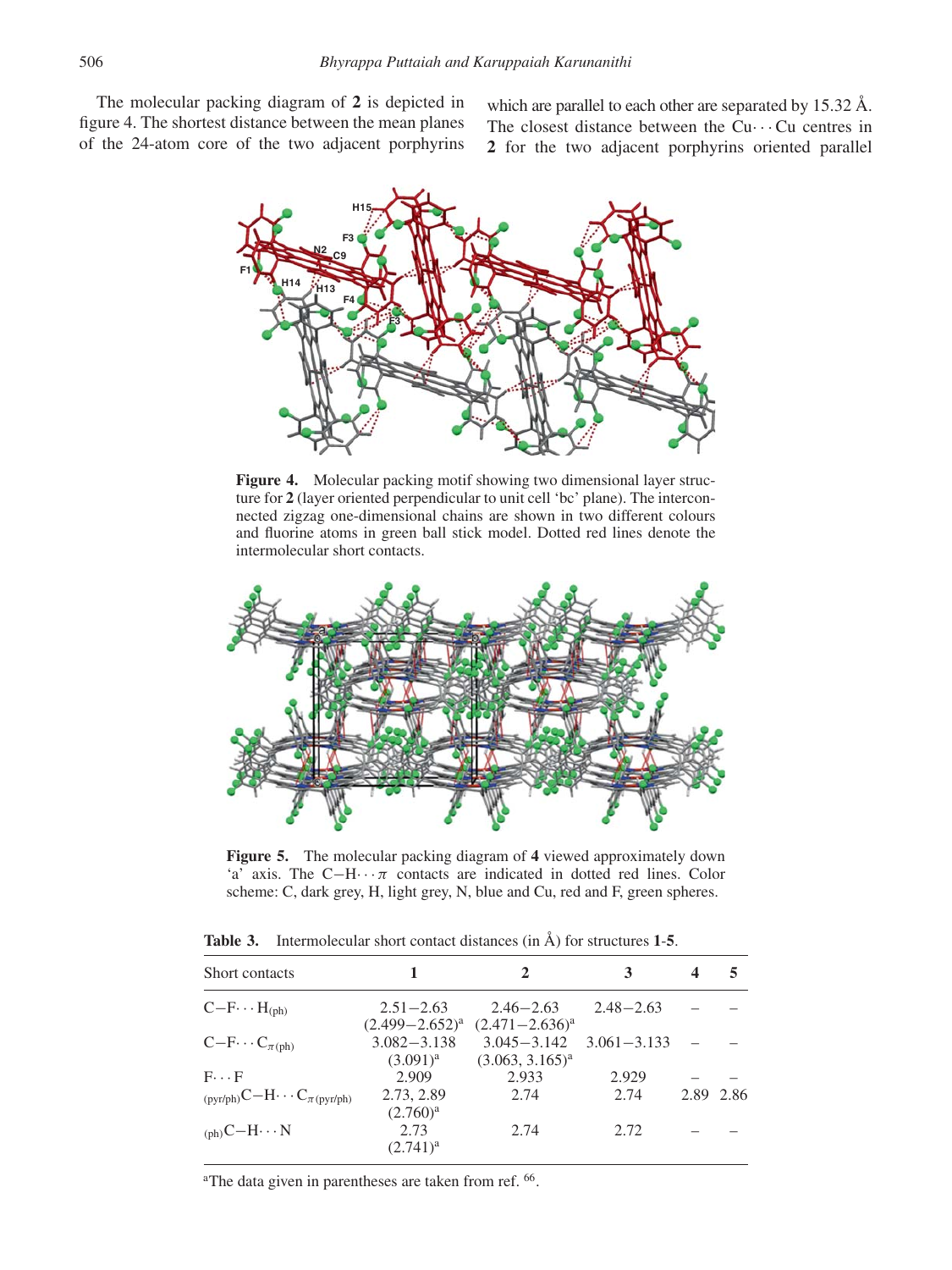The molecular packing diagram of **2** is depicted in figure 4. The shortest distance between the mean planes of the 24-atom core of the two adjacent porphyrins which are parallel to each other are separated by 15.32 Å. The closest distance between the Cu$\cdots$Cu centres in **2** for the two adjacent porphyrins oriented parallel

**Figure 4.** Molecular packing motif showing two dimensional layer structure for **2** (layer oriented perpendicular to unit cell 'bc' plane). The interconnected zigzag one-dimensional chains are shown in two different colours and fluorine atoms in green ball stick model. Dotted red lines denote the intermolecular short contacts.

**Figure 5.** The molecular packing diagram of **4** viewed approximately down 'a' axis. The C–H$\cdots\pi$ contacts are indicated in dotted red lines. Color scheme: C, dark grey, H, light grey, N, blue and Cu, red and F, green spheres.

**Table 3.** Intermolecular short contact distances (in Å) for structures **1**-**5**.

| Short contacts | 1 | 2 | 3 | 4 | 5 |
|---|---|---|---|---|---|
| C–F$\cdots$H$_{(ph)}$ | 2.51–2.63 (2.499–2.652)[a] | 2.46–2.63 (2.471–2.636)[a] | 2.48–2.63 | – | – |
| C–F$\cdots$C$_{\pi(ph)}$ | 3.082–3.138 (3.091)[a] | 3.045–3.142 (3.063, 3.165)[a] | 3.061–3.133 | – | – |
| F$\cdots$F | 2.909 | 2.933 | 2.929 | – | – |
| $_{(pyr/ph)}$C–H$\cdots$C$_{\pi(pyr/ph)}$ | 2.73, 2.89 (2.760)[a] | 2.74 | 2.74 | 2.89 | 2.86 |
| $_{(ph)}$C–H$\cdots$N | 2.73 (2.741)[a] | 2.74 | 2.72 | – | – |

[a]The data given in parentheses are taken from ref. [66].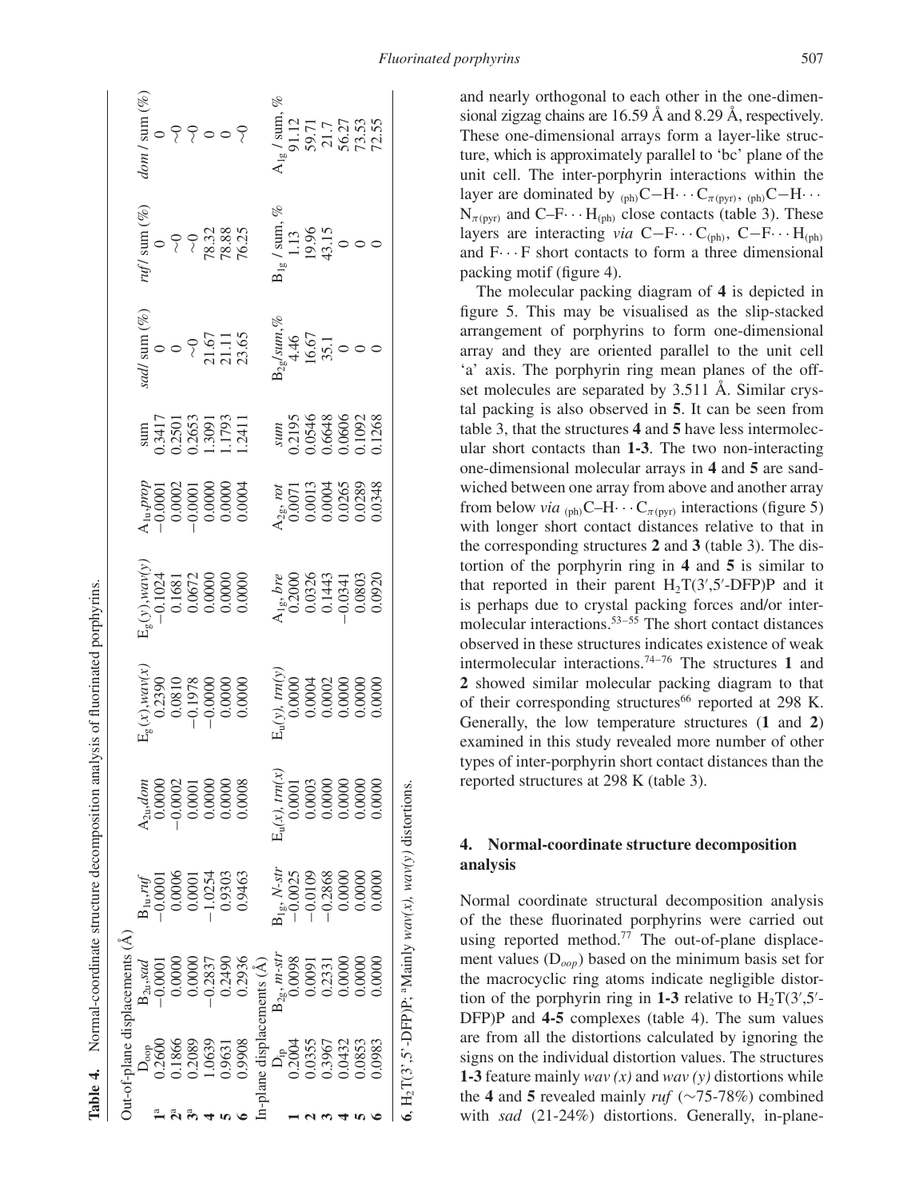**Table 4.** Normal-coordinate structure decomposition analysis of fluorinated porphyrins.

| Out-of-plane displacements (Å) | | | | | | | | | | | |
|---|---|---|---|---|---|---|---|---|---|---|---|
| | $D_{oop}$ | $B_{2u}$,*sad* | $B_{1u}$,*ruf* | $A_{2u}$,*dom* | $E_g(x)$,*wav(x)* | $E_g(y)$,*wav(y)* | $A_{1u}$,*prop* | sum | *sad*/ sum (%) | *ruf*/ sum (%) | *dom* / sum (%) |
| **1**[a] | 0.2600 | −0.0001 | −0.0001 | 0.0000 | 0.2390 | −0.1024 | −0.0001 | 0.3417 | 0 | 0 | 0 |
| **2**[a] | 0.1866 | 0.0000 | 0.0006 | −0.0002 | 0.0810 | 0.1681 | 0.0002 | 0.2501 | 0 | ~0 | ~0 |
| **3**[a] | 0.2089 | 0.0000 | 0.0001 | 0.0001 | −0.1978 | 0.0672 | −0.0001 | 0.2653 | ~0 | ~0 | ~0 |
| **4** | 1.0639 | −0.2837 | −1.0254 | 0.0000 | −0.0000 | 0.0000 | 0.0000 | 1.3091 | 21.67 | 78.32 | 0 |
| **5** | 0.9631 | 0.2490 | 0.9303 | 0.0000 | 0.0000 | 0.0000 | 0.0000 | 1.1793 | 21.11 | 78.88 | 0 |
| **6** | 0.9908 | 0.2936 | 0.9463 | 0.0008 | 0.0000 | 0.0000 | 0.0004 | 1.2411 | 23.65 | 76.25 | ~0 |
| **In-plane displacements (Å)** | | | | | | | | | | | |
| | $D_{ip}$ | $B_{2g}$, *m-str* | $B_{1g}$, *N-str* | $E_u(x)$, *trn(x)* | $E_u(y)$, *trn(y)* | $A_{1g}$, *bre* | $A_{2g}$, *rot* | *sum* | $B_{2g}$/*sum*,% | $B_{1g}$ / sum, % | $A_{1g}$ / sum, % |
| **1** | 0.2004 | 0.0098 | −0.0025 | 0.0001 | 0.0000 | 0.2000 | 0.0071 | 0.2195 | 4.46 | 1.13 | 91.12 |
| **2** | 0.0355 | 0.0091 | −0.0109 | 0.0003 | 0.0004 | 0.0326 | 0.0013 | 0.0546 | 16.67 | 19.96 | 59.71 |
| **3** | 0.3967 | 0.2331 | −0.2868 | 0.0000 | 0.0002 | 0.1443 | 0.0004 | 0.6648 | 35.1 | 43.15 | 21.7 |
| **4** | 0.0432 | 0.0000 | 0.0000 | 0.0000 | 0.0000 | −0.0341 | 0.0265 | 0.0606 | 0 | 0 | 56.27 |
| **5** | 0.0853 | 0.0000 | 0.0000 | 0.0000 | 0.0000 | 0.0803 | 0.0289 | 0.1092 | 0 | 0 | 73.53 |
| **6** | 0.0983 | 0.0000 | 0.0000 | 0.0000 | 0.0000 | 0.0920 | 0.0348 | 0.1268 | 0 | 0 | 72.55 |

**6**. $H_2T(3',5'$-DFP)P; [a]Mainly *wav(x)*, *wav(y)* distortions.

and nearly orthogonal to each other in the one-dimensional zigzag chains are 16.59 Å and 8.29 Å, respectively. These one-dimensional arrays form a layer-like structure, which is approximately parallel to 'bc' plane of the unit cell. The inter-porphyrin interactions within the layer are dominated by $_{(ph)}C{-}H\cdots C_{\pi(pyr)}$, $_{(ph)}C{-}H\cdots N_{\pi(pyr)}$ and $C{-}F\cdots H_{(ph)}$ close contacts (table 3). These layers are interacting *via* $C{-}F\cdots C_{(ph)}$, $C{-}F\cdots H_{(ph)}$ and $F\cdots F$ short contacts to form a three dimensional packing motif (figure 4).

The molecular packing diagram of **4** is depicted in figure 5. This may be visualised as the slip-stacked arrangement of porphyrins to form one-dimensional array and they are oriented parallel to the unit cell 'a' axis. The porphyrin ring mean planes of the off-set molecules are separated by 3.511 Å. Similar crystal packing is also observed in **5**. It can be seen from table 3, that the structures **4** and **5** have less intermolecular short contacts than **1-3**. The two non-interacting one-dimensional molecular arrays in **4** and **5** are sandwiched between one array from above and another array from below *via* $_{(ph)}C{-}H\cdots C_{\pi(pyr)}$ interactions (figure 5) with longer short contact distances relative to that in the corresponding structures **2** and **3** (table 3). The distortion of the porphyrin ring in **4** and **5** is similar to that reported in their parent $H_2T(3',5'$-DFP)P and it is perhaps due to crystal packing forces and/or intermolecular interactions.[53–55] The short contact distances observed in these structures indicates existence of weak intermolecular interactions.[74–76] The structures **1** and **2** showed similar molecular packing diagram to that of their corresponding structures[66] reported at 298 K. Generally, the low temperature structures (**1** and **2**) examined in this study revealed more number of other types of inter-porphyrin short contact distances than the reported structures at 298 K (table 3).

## 4. Normal-coordinate structure decomposition analysis

Normal coordinate structural decomposition analysis of the these fluorinated porphyrins were carried out using reported method.[77] The out-of-plane displacement values ($D_{oop}$) based on the minimum basis set for the macrocyclic ring atoms indicate negligible distortion of the porphyrin ring in **1-3** relative to $H_2T(3',5'$-DFP)P and **4-5** complexes (table 4). The sum values are from all the distortions calculated by ignoring the signs on the individual distortion values. The structures **1-3** feature mainly *wav (x)* and *wav (y)* distortions while the **4** and **5** revealed mainly *ruf* (∼75-78%) combined with *sad* (21-24%) distortions. Generally, in-plane-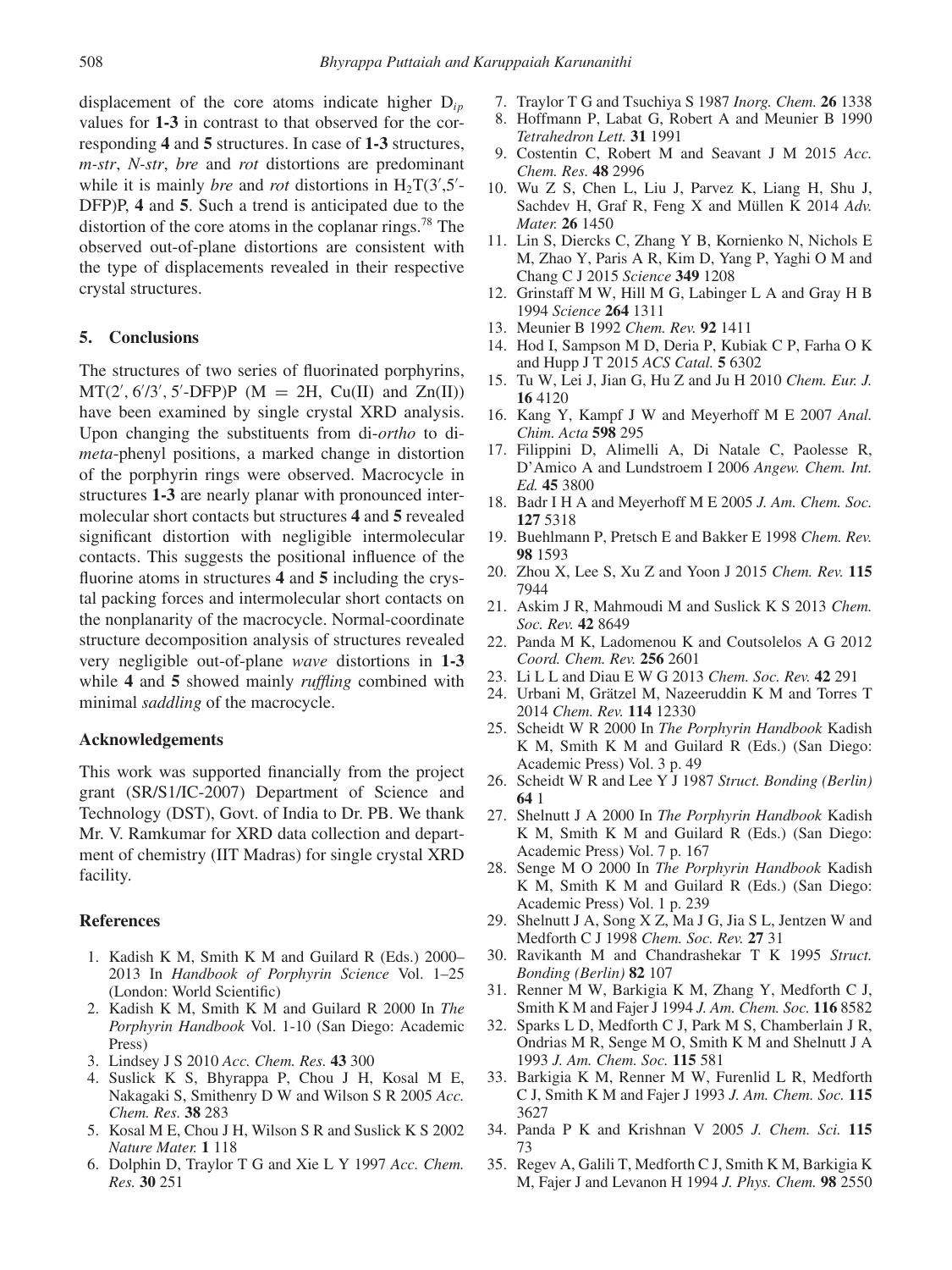displacement of the core atoms indicate higher $D_{ip}$ values for **1-3** in contrast to that observed for the corresponding **4** and **5** structures. In case of **1-3** structures, *m-str*, *N-str*, *bre* and *rot* distortions are predominant while it is mainly *bre* and *rot* distortions in $H_2T(3',5'$-DFP)P, **4** and **5**. Such a trend is anticipated due to the distortion of the core atoms in the coplanar rings.[78] The observed out-of-plane distortions are consistent with the type of displacements revealed in their respective crystal structures.

## 5. Conclusions

The structures of two series of fluorinated porphyrins, MT(2′, 6′/3′, 5′-DFP)P (M = 2H, Cu(II) and Zn(II)) have been examined by single crystal XRD analysis. Upon changing the substituents from di-*ortho* to di-*meta*-phenyl positions, a marked change in distortion of the porphyrin rings were observed. Macrocycle in structures **1-3** are nearly planar with pronounced intermolecular short contacts but structures **4** and **5** revealed significant distortion with negligible intermolecular contacts. This suggests the positional influence of the fluorine atoms in structures **4** and **5** including the crystal packing forces and intermolecular short contacts on the nonplanarity of the macrocycle. Normal-coordinate structure decomposition analysis of structures revealed very negligible out-of-plane *wave* distortions in **1-3** while **4** and **5** showed mainly *ruffling* combined with minimal *saddling* of the macrocycle.

### Acknowledgements

This work was supported financially from the project grant (SR/S1/IC-2007) Department of Science and Technology (DST), Govt. of India to Dr. PB. We thank Mr. V. Ramkumar for XRD data collection and department of chemistry (IIT Madras) for single crystal XRD facility.

### References

1. Kadish K M, Smith K M and Guilard R (Eds.) 2000–2013 In *Handbook of Porphyrin Science* Vol. 1–25 (London: World Scientific)
2. Kadish K M, Smith K M and Guilard R 2000 In *The Porphyrin Handbook* Vol. 1-10 (San Diego: Academic Press)
3. Lindsey J S 2010 *Acc. Chem. Res.* **43** 300
4. Suslick K S, Bhyrappa P, Chou J H, Kosal M E, Nakagaki S, Smithenry D W and Wilson S R 2005 *Acc. Chem. Res.* **38** 283
5. Kosal M E, Chou J H, Wilson S R and Suslick K S 2002 *Nature Mater.* **1** 118
6. Dolphin D, Traylor T G and Xie L Y 1997 *Acc. Chem. Res.* **30** 251
7. Traylor T G and Tsuchiya S 1987 *Inorg. Chem.* **26** 1338
8. Hoffmann P, Labat G, Robert A and Meunier B 1990 *Tetrahedron Lett.* **31** 1991
9. Costentin C, Robert M and Seavant J M 2015 *Acc. Chem. Res.* **48** 2996
10. Wu Z S, Chen L, Liu J, Parvez K, Liang H, Shu J, Sachdev H, Graf R, Feng X and Müllen K 2014 *Adv. Mater.* **26** 1450
11. Lin S, Diercks C, Zhang Y B, Kornienko N, Nichols E M, Zhao Y, Paris A R, Kim D, Yang P, Yaghi O M and Chang C J 2015 *Science* **349** 1208
12. Grinstaff M W, Hill M G, Labinger L A and Gray H B 1994 *Science* **264** 1311
13. Meunier B 1992 *Chem. Rev.* **92** 1411
14. Hod I, Sampson M D, Deria P, Kubiak C P, Farha O K and Hupp J T 2015 *ACS Catal.* **5** 6302
15. Tu W, Lei J, Jian G, Hu Z and Ju H 2010 *Chem. Eur. J.* **16** 4120
16. Kang Y, Kampf J W and Meyerhoff M E 2007 *Anal. Chim. Acta* **598** 295
17. Filippini D, Alimelli A, Di Natale C, Paolesse R, D'Amico A and Lundstroem I 2006 *Angew. Chem. Int. Ed.* **45** 3800
18. Badr I H A and Meyerhoff M E 2005 *J. Am. Chem. Soc.* **127** 5318
19. Buehlmann P, Pretsch E and Bakker E 1998 *Chem. Rev.* **98** 1593
20. Zhou X, Lee S, Xu Z and Yoon J 2015 *Chem. Rev.* **115** 7944
21. Askim J R, Mahmoudi M and Suslick K S 2013 *Chem. Soc. Rev.* **42** 8649
22. Panda M K, Ladomenou K and Coutsolelos A G 2012 *Coord. Chem. Rev.* **256** 2601
23. Li L L and Diau E W G 2013 *Chem. Soc. Rev.* **42** 291
24. Urbani M, Grätzel M, Nazeeruddin K M and Torres T 2014 *Chem. Rev.* **114** 12330
25. Scheidt W R 2000 In *The Porphyrin Handbook* Kadish K M, Smith K M and Guilard R (Eds.) (San Diego: Academic Press) Vol. 3 p. 49
26. Scheidt W R and Lee Y J 1987 *Struct. Bonding (Berlin)* **64** 1
27. Shelnutt J A 2000 In *The Porphyrin Handbook* Kadish K M, Smith K M and Guilard R (Eds.) (San Diego: Academic Press) Vol. 7 p. 167
28. Senge M O 2000 In *The Porphyrin Handbook* Kadish K M, Smith K M and Guilard R (Eds.) (San Diego: Academic Press) Vol. 1 p. 239
29. Shelnutt J A, Song X Z, Ma J G, Jia S L, Jentzen W and Medforth C J 1998 *Chem. Soc. Rev.* **27** 31
30. Ravikanth M and Chandrashekar T K 1995 *Struct. Bonding (Berlin)* **82** 107
31. Renner M W, Barkigia K M, Zhang Y, Medforth C J, Smith K M and Fajer J 1994 *J. Am. Chem. Soc.* **116** 8582
32. Sparks L D, Medforth C J, Park M S, Chamberlain J R, Ondrias M R, Senge M O, Smith K M and Shelnutt J A 1993 *J. Am. Chem. Soc.* **115** 581
33. Barkigia K M, Renner M W, Furenlid L R, Medforth C J, Smith K M and Fajer J 1993 *J. Am. Chem. Soc.* **115** 3627
34. Panda P K and Krishnan V 2005 *J. Chem. Sci.* **115** 73
35. Regev A, Galili T, Medforth C J, Smith K M, Barkigia K M, Fajer J and Levanon H 1994 *J. Phys. Chem.* **98** 2550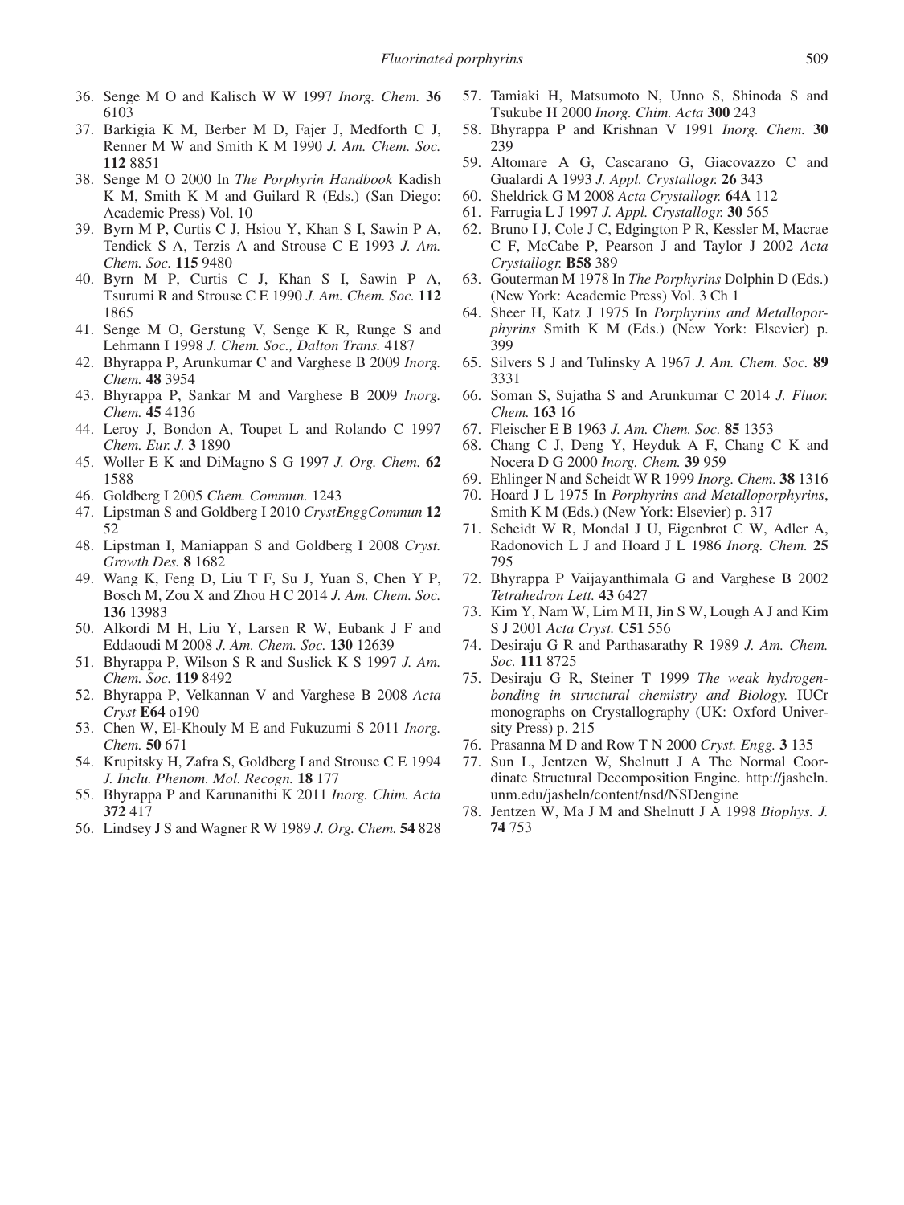36. Senge M O and Kalisch W W 1997 *Inorg. Chem.* **36** 6103
37. Barkigia K M, Berber M D, Fajer J, Medforth C J, Renner M W and Smith K M 1990 *J. Am. Chem. Soc.* **112** 8851
38. Senge M O 2000 In *The Porphyrin Handbook* Kadish K M, Smith K M and Guilard R (Eds.) (San Diego: Academic Press) Vol. 10
39. Byrn M P, Curtis C J, Hsiou Y, Khan S I, Sawin P A, Tendick S A, Terzis A and Strouse C E 1993 *J. Am. Chem. Soc.* **115** 9480
40. Byrn M P, Curtis C J, Khan S I, Sawin P A, Tsurumi R and Strouse C E 1990 *J. Am. Chem. Soc.* **112** 1865
41. Senge M O, Gerstung V, Senge K R, Runge S and Lehmann I 1998 *J. Chem. Soc., Dalton Trans.* 4187
42. Bhyrappa P, Arunkumar C and Varghese B 2009 *Inorg. Chem.* **48** 3954
43. Bhyrappa P, Sankar M and Varghese B 2009 *Inorg. Chem.* **45** 4136
44. Leroy J, Bondon A, Toupet L and Rolando C 1997 *Chem. Eur. J.* **3** 1890
45. Woller E K and DiMagno S G 1997 *J. Org. Chem.* **62** 1588
46. Goldberg I 2005 *Chem. Commun.* 1243
47. Lipstman S and Goldberg I 2010 *CrystEnggCommun* **12** 52
48. Lipstman I, Maniappan S and Goldberg I 2008 *Cryst. Growth Des.* **8** 1682
49. Wang K, Feng D, Liu T F, Su J, Yuan S, Chen Y P, Bosch M, Zou X and Zhou H C 2014 *J. Am. Chem. Soc.* **136** 13983
50. Alkordi M H, Liu Y, Larsen R W, Eubank J F and Eddaoudi M 2008 *J. Am. Chem. Soc.* **130** 12639
51. Bhyrappa P, Wilson S R and Suslick K S 1997 *J. Am. Chem. Soc.* **119** 8492
52. Bhyrappa P, Velkannan V and Varghese B 2008 *Acta Cryst* **E64** o190
53. Chen W, El-Khouly M E and Fukuzumi S 2011 *Inorg. Chem.* **50** 671
54. Krupitsky H, Zafra S, Goldberg I and Strouse C E 1994 *J. Inclu. Phenom. Mol. Recogn.* **18** 177
55. Bhyrappa P and Karunanithi K 2011 *Inorg. Chim. Acta* **372** 417
56. Lindsey J S and Wagner R W 1989 *J. Org. Chem.* **54** 828
57. Tamiaki H, Matsumoto N, Unno S, Shinoda S and Tsukube H 2000 *Inorg. Chim. Acta* **300** 243
58. Bhyrappa P and Krishnan V 1991 *Inorg. Chem.* **30** 239
59. Altomare A G, Cascarano G, Giacovazzo C and Gualardi A 1993 *J. Appl. Crystallogr.* **26** 343
60. Sheldrick G M 2008 *Acta Crystallogr.* **64A** 112
61. Farrugia L J 1997 *J. Appl. Crystallogr.* **30** 565
62. Bruno I J, Cole J C, Edgington P R, Kessler M, Macrae C F, McCabe P, Pearson J and Taylor J 2002 *Acta Crystallogr.* **B58** 389
63. Gouterman M 1978 In *The Porphyrins* Dolphin D (Eds.) (New York: Academic Press) Vol. 3 Ch 1
64. Sheer H, Katz J 1975 In *Porphyrins and Metalloporphyrins* Smith K M (Eds.) (New York: Elsevier) p. 399
65. Silvers S J and Tulinsky A 1967 *J. Am. Chem. Soc.* **89** 3331
66. Soman S, Sujatha S and Arunkumar C 2014 *J. Fluor. Chem.* **163** 16
67. Fleischer E B 1963 *J. Am. Chem. Soc.* **85** 1353
68. Chang C J, Deng Y, Heyduk A F, Chang C K and Nocera D G 2000 *Inorg. Chem.* **39** 959
69. Ehlinger N and Scheidt W R 1999 *Inorg. Chem.* **38** 1316
70. Hoard J L 1975 In *Porphyrins and Metalloporphyrins*, Smith K M (Eds.) (New York: Elsevier) p. 317
71. Scheidt W R, Mondal J U, Eigenbrot C W, Adler A, Radonovich L J and Hoard J L 1986 *Inorg. Chem.* **25** 795
72. Bhyrappa P Vaijayanthimala G and Varghese B 2002 *Tetrahedron Lett.* **43** 6427
73. Kim Y, Nam W, Lim M H, Jin S W, Lough A J and Kim S J 2001 *Acta Cryst.* **C51** 556
74. Desiraju G R and Parthasarathy R 1989 *J. Am. Chem. Soc.* **111** 8725
75. Desiraju G R, Steiner T 1999 *The weak hydrogen-bonding in structural chemistry and Biology.* IUCr monographs on Crystallography (UK: Oxford University Press) p. 215
76. Prasanna M D and Row T N 2000 *Cryst. Engg.* **3** 135
77. Sun L, Jentzen W, Shelnutt J A The Normal Coordinate Structural Decomposition Engine. http://jasheln.unm.edu/jasheln/content/nsd/NSDengine
78. Jentzen W, Ma J M and Shelnutt J A 1998 *Biophys. J.* **74** 753